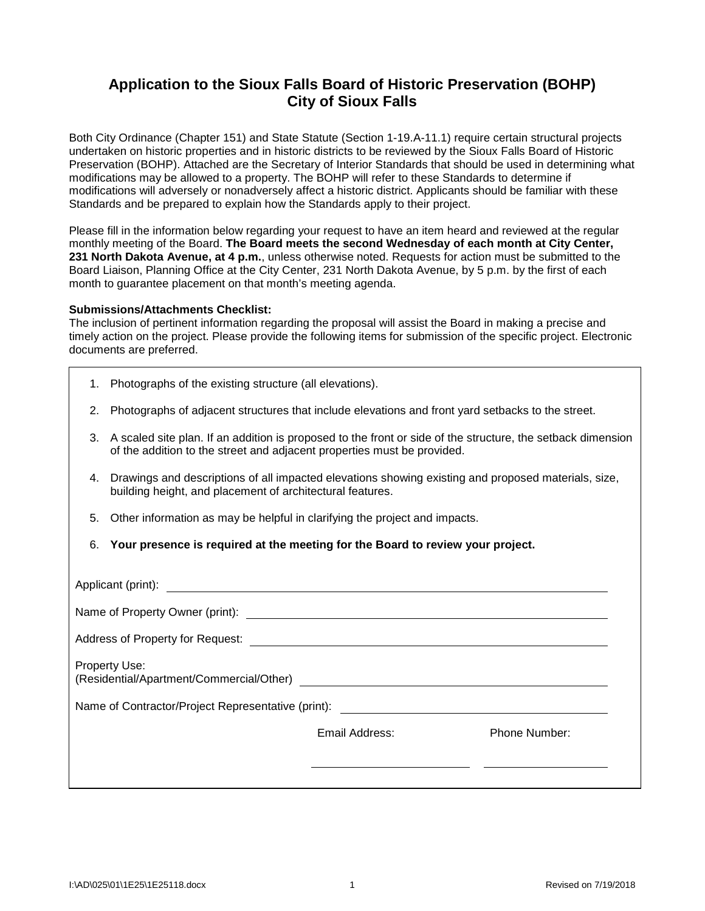# Application to the Sioux Falls Board of Historic Preservation (BOHP)
# City of Sioux Falls

Both City Ordinance (Chapter 151) and State Statute (Section 1-19.A-11.1) require certain structural projects undertaken on historic properties and in historic districts to be reviewed by the Sioux Falls Board of Historic Preservation (BOHP). Attached are the Secretary of Interior Standards that should be used in determining what modifications may be allowed to a property. The BOHP will refer to these Standards to determine if modifications will adversely or nonadversely affect a historic district. Applicants should be familiar with these Standards and be prepared to explain how the Standards apply to their project.

Please fill in the information below regarding your request to have an item heard and reviewed at the regular monthly meeting of the Board. **The Board meets the second Wednesday of each month at City Center, 231 North Dakota Avenue, at 4 p.m.**, unless otherwise noted. Requests for action must be submitted to the Board Liaison, Planning Office at the City Center, 231 North Dakota Avenue, by 5 p.m. by the first of each month to guarantee placement on that month's meeting agenda.

**Submissions/Attachments Checklist:**
The inclusion of pertinent information regarding the proposal will assist the Board in making a precise and timely action on the project. Please provide the following items for submission of the specific project. Electronic documents are preferred.

1. Photographs of the existing structure (all elevations).
2. Photographs of adjacent structures that include elevations and front yard setbacks to the street.
3. A scaled site plan. If an addition is proposed to the front or side of the structure, the setback dimension of the addition to the street and adjacent properties must be provided.
4. Drawings and descriptions of all impacted elevations showing existing and proposed materials, size, building height, and placement of architectural features.
5. Other information as may be helpful in clarifying the project and impacts.
6. **Your presence is required at the meeting for the Board to review your project.**

Applicant (print): ______________________________

Name of Property Owner (print): ______________________________

Address of Property for Request: ______________________________

Property Use:
(Residential/Apartment/Commercial/Other) ______________________________

Name of Contractor/Project Representative (print): ______________________________

Email Address: ____________________ Phone Number: ____________________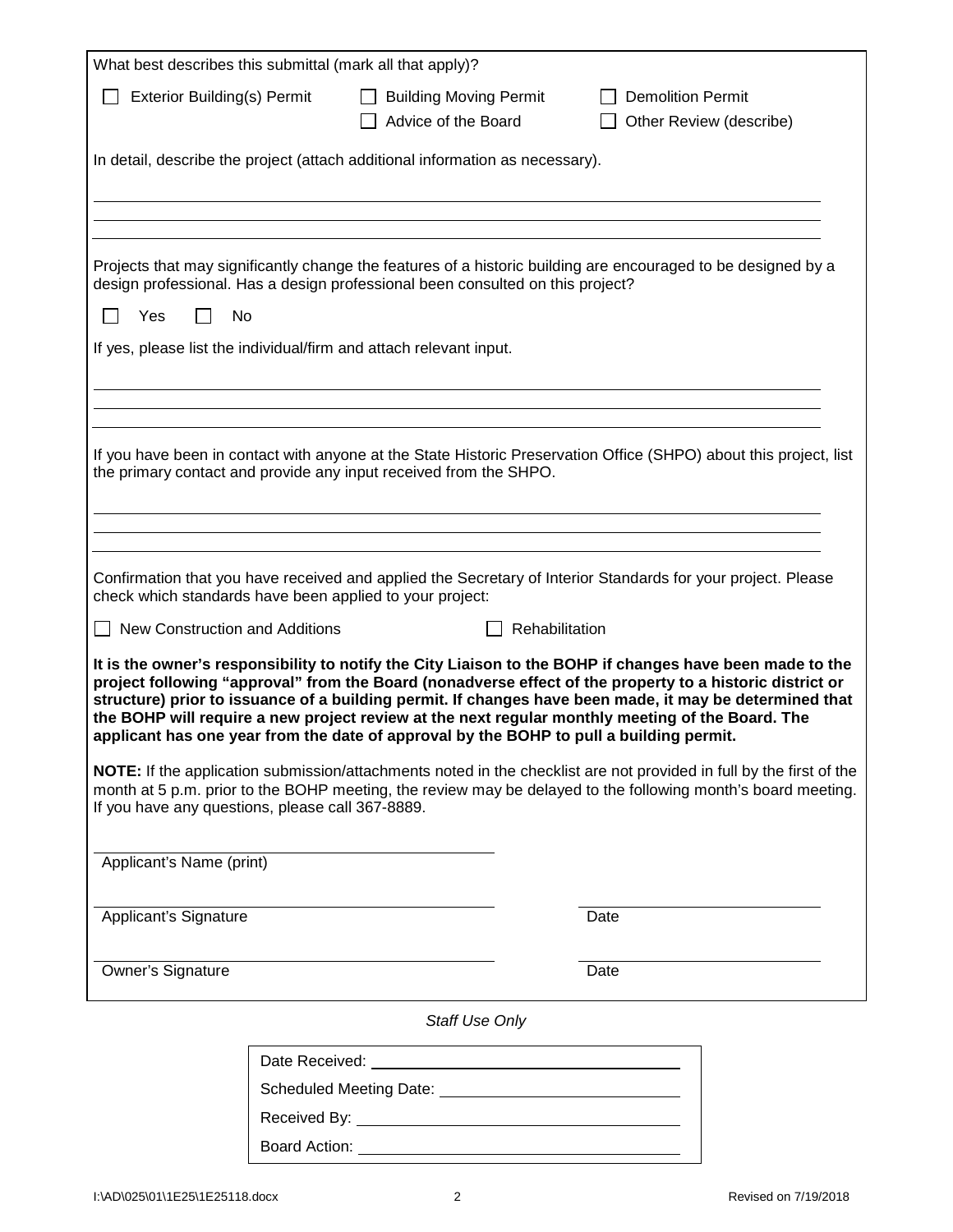What best describes this submittal (mark all that apply)?

☐ Exterior Building(s) Permit ☐ Building Moving Permit ☐ Demolition Permit
☐ Advice of the Board ☐ Other Review (describe)

In detail, describe the project (attach additional information as necessary).

\_\_\_\_\_\_\_\_\_\_\_\_\_\_\_\_\_\_\_\_\_\_\_\_\_\_\_\_\_\_\_\_\_\_\_\_\_\_\_\_

\_\_\_\_\_\_\_\_\_\_\_\_\_\_\_\_\_\_\_\_\_\_\_\_\_\_\_\_\_\_\_\_\_\_\_\_\_\_\_\_

\_\_\_\_\_\_\_\_\_\_\_\_\_\_\_\_\_\_\_\_\_\_\_\_\_\_\_\_\_\_\_\_\_\_\_\_\_\_\_\_

Projects that may significantly change the features of a historic building are encouraged to be designed by a design professional. Has a design professional been consulted on this project?

☐ Yes ☐ No

If yes, please list the individual/firm and attach relevant input.

\_\_\_\_\_\_\_\_\_\_\_\_\_\_\_\_\_\_\_\_\_\_\_\_\_\_\_\_\_\_\_\_\_\_\_\_\_\_\_\_

\_\_\_\_\_\_\_\_\_\_\_\_\_\_\_\_\_\_\_\_\_\_\_\_\_\_\_\_\_\_\_\_\_\_\_\_\_\_\_\_

\_\_\_\_\_\_\_\_\_\_\_\_\_\_\_\_\_\_\_\_\_\_\_\_\_\_\_\_\_\_\_\_\_\_\_\_\_\_\_\_

If you have been in contact with anyone at the State Historic Preservation Office (SHPO) about this project, list the primary contact and provide any input received from the SHPO.

\_\_\_\_\_\_\_\_\_\_\_\_\_\_\_\_\_\_\_\_\_\_\_\_\_\_\_\_\_\_\_\_\_\_\_\_\_\_\_\_

\_\_\_\_\_\_\_\_\_\_\_\_\_\_\_\_\_\_\_\_\_\_\_\_\_\_\_\_\_\_\_\_\_\_\_\_\_\_\_\_

\_\_\_\_\_\_\_\_\_\_\_\_\_\_\_\_\_\_\_\_\_\_\_\_\_\_\_\_\_\_\_\_\_\_\_\_\_\_\_\_

Confirmation that you have received and applied the Secretary of Interior Standards for your project. Please check which standards have been applied to your project:

☐ New Construction and Additions ☐ Rehabilitation

**It is the owner's responsibility to notify the City Liaison to the BOHP if changes have been made to the project following "approval" from the Board (nonadverse effect of the property to a historic district or structure) prior to issuance of a building permit. If changes have been made, it may be determined that the BOHP will require a new project review at the next regular monthly meeting of the Board. The applicant has one year from the date of approval by the BOHP to pull a building permit.**

**NOTE:** If the application submission/attachments noted in the checklist are not provided in full by the first of the month at 5 p.m. prior to the BOHP meeting, the review may be delayed to the following month's board meeting. If you have any questions, please call 367-8889.

\_\_\_\_\_\_\_\_\_\_\_\_\_\_\_\_\_\_\_\_\_\_\_\_\_\_\_\_
Applicant's Name (print)

\_\_\_\_\_\_\_\_\_\_\_\_\_\_\_\_\_\_\_\_\_\_\_\_\_\_\_\_ \_\_\_\_\_\_\_\_\_\_\_\_\_\_\_\_
Applicant's Signature Date

\_\_\_\_\_\_\_\_\_\_\_\_\_\_\_\_\_\_\_\_\_\_\_\_\_\_\_\_ \_\_\_\_\_\_\_\_\_\_\_\_\_\_\_\_
Owner's Signature Date

*Staff Use Only*

Date Received: \_\_\_\_\_\_\_\_\_\_\_\_\_\_\_\_\_\_\_\_

Scheduled Meeting Date: \_\_\_\_\_\_\_\_\_\_\_\_\_\_\_\_\_\_\_\_

Received By: \_\_\_\_\_\_\_\_\_\_\_\_\_\_\_\_\_\_\_\_

Board Action: \_\_\_\_\_\_\_\_\_\_\_\_\_\_\_\_\_\_\_\_

I:\AD\025\01\1E25\1E25118.docx Revised on 7/19/2018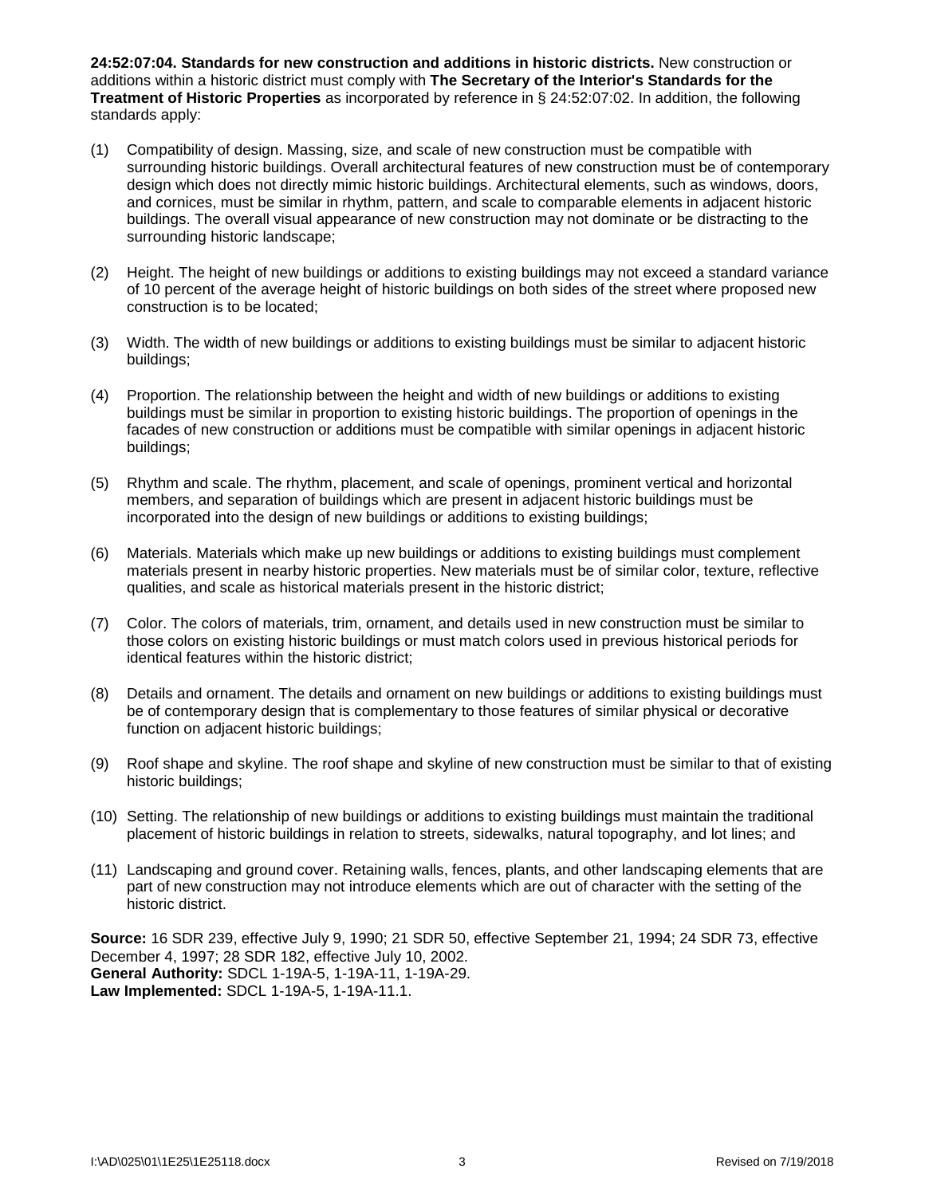**24:52:07:04. Standards for new construction and additions in historic districts.** New construction or additions within a historic district must comply with **The Secretary of the Interior's Standards for the Treatment of Historic Properties** as incorporated by reference in § 24:52:07:02. In addition, the following standards apply:

(1) Compatibility of design. Massing, size, and scale of new construction must be compatible with surrounding historic buildings. Overall architectural features of new construction must be of contemporary design which does not directly mimic historic buildings. Architectural elements, such as windows, doors, and cornices, must be similar in rhythm, pattern, and scale to comparable elements in adjacent historic buildings. The overall visual appearance of new construction may not dominate or be distracting to the surrounding historic landscape;

(2) Height. The height of new buildings or additions to existing buildings may not exceed a standard variance of 10 percent of the average height of historic buildings on both sides of the street where proposed new construction is to be located;

(3) Width. The width of new buildings or additions to existing buildings must be similar to adjacent historic buildings;

(4) Proportion. The relationship between the height and width of new buildings or additions to existing buildings must be similar in proportion to existing historic buildings. The proportion of openings in the facades of new construction or additions must be compatible with similar openings in adjacent historic buildings;

(5) Rhythm and scale. The rhythm, placement, and scale of openings, prominent vertical and horizontal members, and separation of buildings which are present in adjacent historic buildings must be incorporated into the design of new buildings or additions to existing buildings;

(6) Materials. Materials which make up new buildings or additions to existing buildings must complement materials present in nearby historic properties. New materials must be of similar color, texture, reflective qualities, and scale as historical materials present in the historic district;

(7) Color. The colors of materials, trim, ornament, and details used in new construction must be similar to those colors on existing historic buildings or must match colors used in previous historical periods for identical features within the historic district;

(8) Details and ornament. The details and ornament on new buildings or additions to existing buildings must be of contemporary design that is complementary to those features of similar physical or decorative function on adjacent historic buildings;

(9) Roof shape and skyline. The roof shape and skyline of new construction must be similar to that of existing historic buildings;

(10) Setting. The relationship of new buildings or additions to existing buildings must maintain the traditional placement of historic buildings in relation to streets, sidewalks, natural topography, and lot lines; and

(11) Landscaping and ground cover. Retaining walls, fences, plants, and other landscaping elements that are part of new construction may not introduce elements which are out of character with the setting of the historic district.

**Source:** 16 SDR 239, effective July 9, 1990; 21 SDR 50, effective September 21, 1994; 24 SDR 73, effective December 4, 1997; 28 SDR 182, effective July 10, 2002.
**General Authority:** SDCL 1-19A-5, 1-19A-11, 1-19A-29.
**Law Implemented:** SDCL 1-19A-5, 1-19A-11.1.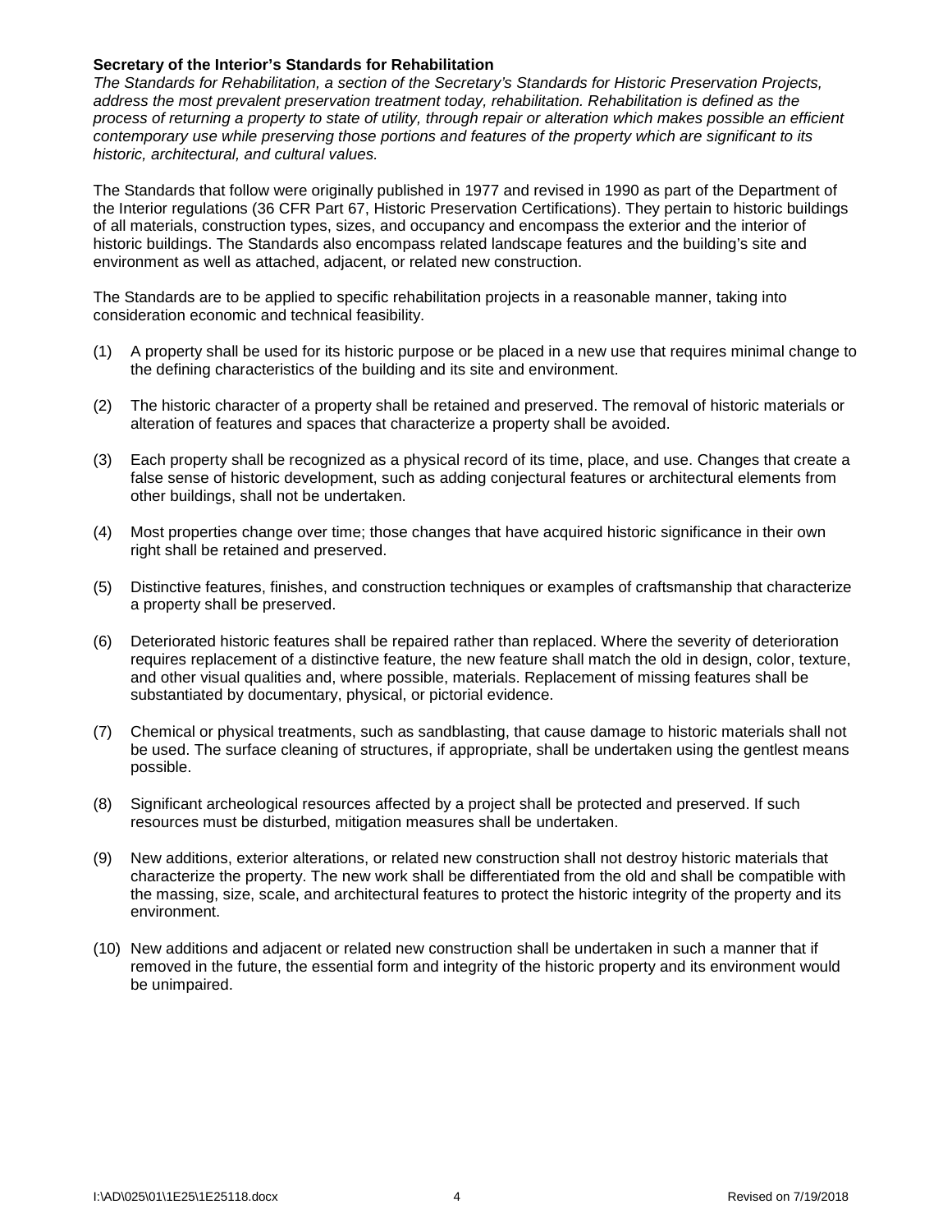**Secretary of the Interior's Standards for Rehabilitation**

*The Standards for Rehabilitation, a section of the Secretary's Standards for Historic Preservation Projects, address the most prevalent preservation treatment today, rehabilitation. Rehabilitation is defined as the process of returning a property to state of utility, through repair or alteration which makes possible an efficient contemporary use while preserving those portions and features of the property which are significant to its historic, architectural, and cultural values.*

The Standards that follow were originally published in 1977 and revised in 1990 as part of the Department of the Interior regulations (36 CFR Part 67, Historic Preservation Certifications). They pertain to historic buildings of all materials, construction types, sizes, and occupancy and encompass the exterior and the interior of historic buildings. The Standards also encompass related landscape features and the building's site and environment as well as attached, adjacent, or related new construction.

The Standards are to be applied to specific rehabilitation projects in a reasonable manner, taking into consideration economic and technical feasibility.

(1) A property shall be used for its historic purpose or be placed in a new use that requires minimal change to the defining characteristics of the building and its site and environment.

(2) The historic character of a property shall be retained and preserved. The removal of historic materials or alteration of features and spaces that characterize a property shall be avoided.

(3) Each property shall be recognized as a physical record of its time, place, and use. Changes that create a false sense of historic development, such as adding conjectural features or architectural elements from other buildings, shall not be undertaken.

(4) Most properties change over time; those changes that have acquired historic significance in their own right shall be retained and preserved.

(5) Distinctive features, finishes, and construction techniques or examples of craftsmanship that characterize a property shall be preserved.

(6) Deteriorated historic features shall be repaired rather than replaced. Where the severity of deterioration requires replacement of a distinctive feature, the new feature shall match the old in design, color, texture, and other visual qualities and, where possible, materials. Replacement of missing features shall be substantiated by documentary, physical, or pictorial evidence.

(7) Chemical or physical treatments, such as sandblasting, that cause damage to historic materials shall not be used. The surface cleaning of structures, if appropriate, shall be undertaken using the gentlest means possible.

(8) Significant archeological resources affected by a project shall be protected and preserved. If such resources must be disturbed, mitigation measures shall be undertaken.

(9) New additions, exterior alterations, or related new construction shall not destroy historic materials that characterize the property. The new work shall be differentiated from the old and shall be compatible with the massing, size, scale, and architectural features to protect the historic integrity of the property and its environment.

(10) New additions and adjacent or related new construction shall be undertaken in such a manner that if removed in the future, the essential form and integrity of the historic property and its environment would be unimpaired.